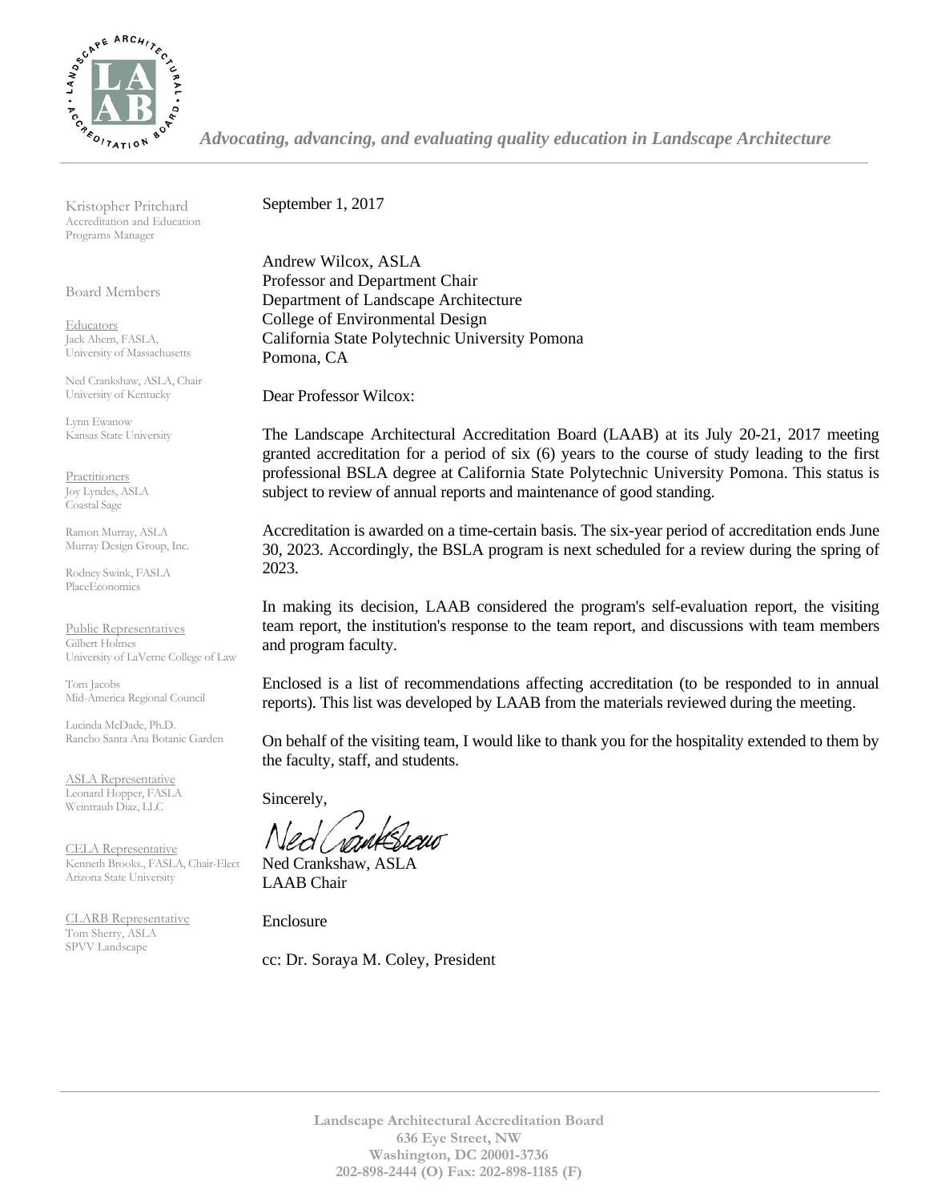*Advocating, advancing, and evaluating quality education in Landscape Architecture*

Kristopher Pritchard
Accreditation and Education Programs Manager

Board Members

Educators
Jack Ahern, FASLA, University of Massachusetts

Ned Crankshaw, ASLA, Chair
University of Kentucky

Lynn Ewanow
Kansas State University

Practitioners
Joy Lyndes, ASLA
Coastal Sage

Ramon Murray, ASLA
Murray Design Group, Inc.

Rodney Swink, FASLA
PlaceEconomics

Public Representatives
Gilbert Holmes
University of LaVerne College of Law

Tom Jacobs
Mid-America Regional Council

Lucinda McDade, Ph.D.
Rancho Santa Ana Botanic Garden

ASLA Representative
Leonard Hopper, FASLA
Weintraub Diaz, LLC

CELA Representative
Kenneth Brooks., FASLA, Chair-Elect
Arizona State University

CLARB Representative
Tom Sherry, ASLA
SPVV Landscape

September 1, 2017

Andrew Wilcox, ASLA
Professor and Department Chair
Department of Landscape Architecture
College of Environmental Design
California State Polytechnic University Pomona
Pomona, CA

Dear Professor Wilcox:

The Landscape Architectural Accreditation Board (LAAB) at its July 20-21, 2017 meeting granted accreditation for a period of six (6) years to the course of study leading to the first professional BSLA degree at California State Polytechnic University Pomona. This status is subject to review of annual reports and maintenance of good standing.

Accreditation is awarded on a time-certain basis. The six-year period of accreditation ends June 30, 2023. Accordingly, the BSLA program is next scheduled for a review during the spring of 2023.

In making its decision, LAAB considered the program's self-evaluation report, the visiting team report, the institution's response to the team report, and discussions with team members and program faculty.

Enclosed is a list of recommendations affecting accreditation (to be responded to in annual reports). This list was developed by LAAB from the materials reviewed during the meeting.

On behalf of the visiting team, I would like to thank you for the hospitality extended to them by the faculty, staff, and students.

Sincerely,

Ned Crankshaw

Ned Crankshaw, ASLA
LAAB Chair

Enclosure

cc: Dr. Soraya M. Coley, President

**Landscape Architectural Accreditation Board**
**636 Eye Street, NW**
**Washington, DC 20001-3736**
**202-898-2444 (O) Fax: 202-898-1185 (F)**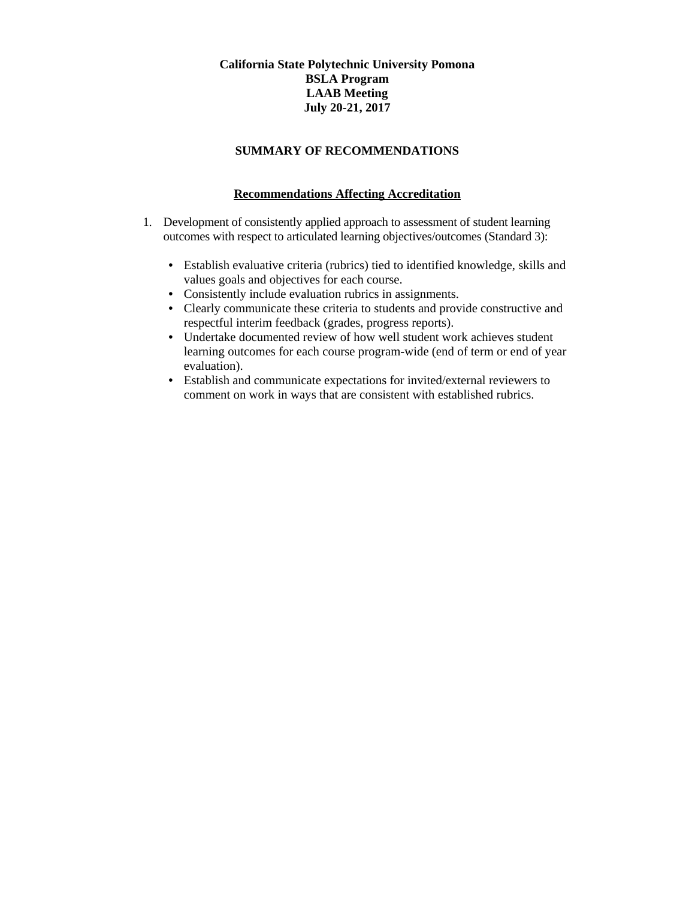**California State Polytechnic University Pomona**
**BSLA Program**
**LAAB Meeting**
**July 20-21, 2017**

## SUMMARY OF RECOMMENDATIONS

### Recommendations Affecting Accreditation

1. Development of consistently applied approach to assessment of student learning outcomes with respect to articulated learning objectives/outcomes (Standard 3):

   - Establish evaluative criteria (rubrics) tied to identified knowledge, skills and values goals and objectives for each course.
   - Consistently include evaluation rubrics in assignments.
   - Clearly communicate these criteria to students and provide constructive and respectful interim feedback (grades, progress reports).
   - Undertake documented review of how well student work achieves student learning outcomes for each course program-wide (end of term or end of year evaluation).
   - Establish and communicate expectations for invited/external reviewers to comment on work in ways that are consistent with established rubrics.